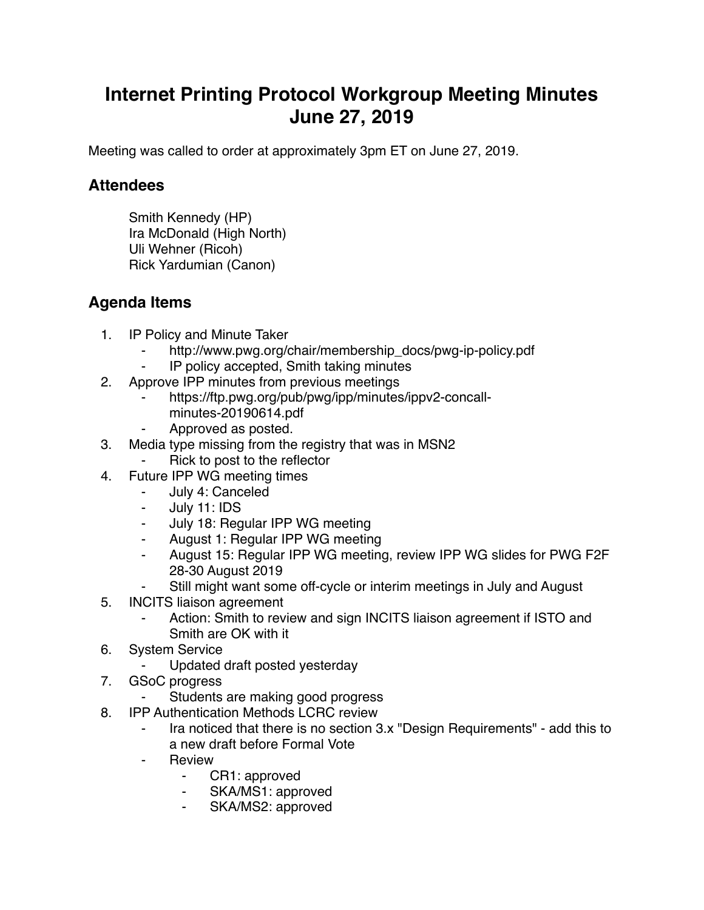# Internet Printing Protocol Workgroup Meeting Minutes June 27, 2019

Meeting was called to order at approximately 3pm ET on June 27, 2019.

## Attendees

Smith Kennedy (HP)
Ira McDonald (High North)
Uli Wehner (Ricoh)
Rick Yardumian (Canon)

## Agenda Items

1. IP Policy and Minute Taker
    - http://www.pwg.org/chair/membership_docs/pwg-ip-policy.pdf
    - IP policy accepted, Smith taking minutes
2. Approve IPP minutes from previous meetings
    - https://ftp.pwg.org/pub/pwg/ipp/minutes/ippv2-concall-minutes-20190614.pdf
    - Approved as posted.
3. Media type missing from the registry that was in MSN2
    - Rick to post to the reflector
4. Future IPP WG meeting times
    - July 4: Canceled
    - July 11: IDS
    - July 18: Regular IPP WG meeting
    - August 1: Regular IPP WG meeting
    - August 15: Regular IPP WG meeting, review IPP WG slides for PWG F2F 28-30 August 2019
    - Still might want some off-cycle or interim meetings in July and August
5. INCITS liaison agreement
    - Action: Smith to review and sign INCITS liaison agreement if ISTO and Smith are OK with it
6. System Service
    - Updated draft posted yesterday
7. GSoC progress
    - Students are making good progress
8. IPP Authentication Methods LCRC review
    - Ira noticed that there is no section 3.x "Design Requirements" - add this to a new draft before Formal Vote
    - Review
        - CR1: approved
        - SKA/MS1: approved
        - SKA/MS2: approved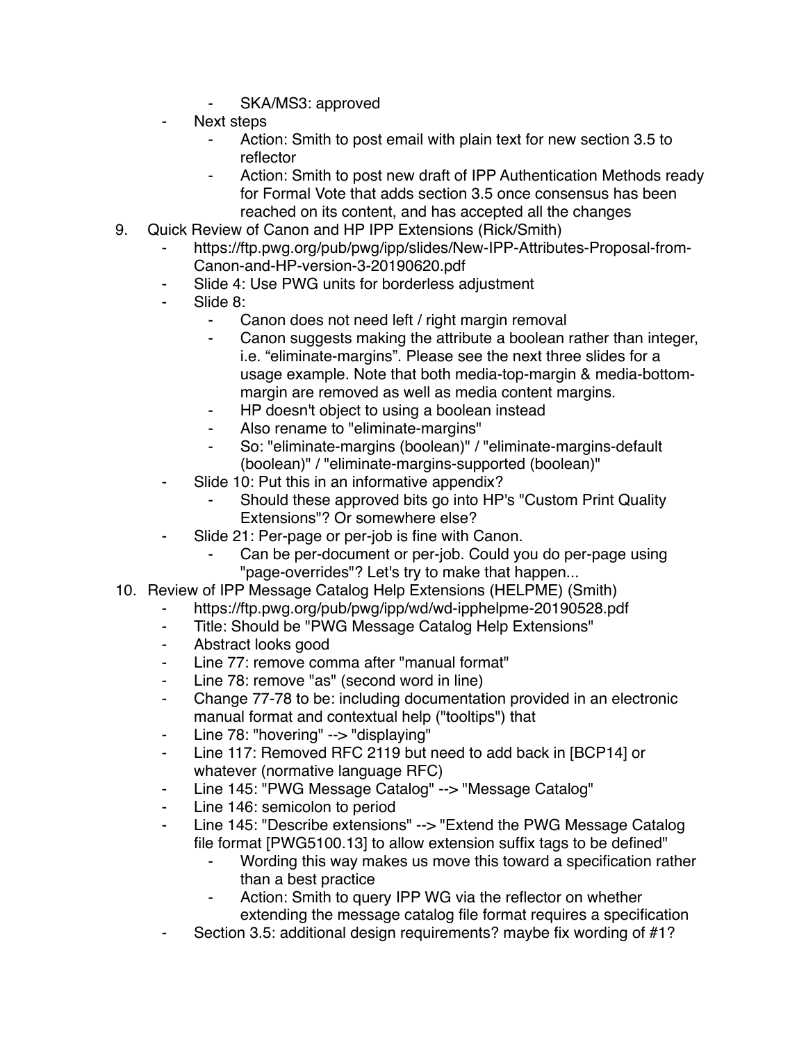- SKA/MS3: approved
    - Next steps
        - Action: Smith to post email with plain text for new section 3.5 to reflector
        - Action: Smith to post new draft of IPP Authentication Methods ready for Formal Vote that adds section 3.5 once consensus has been reached on its content, and has accepted all the changes
9. Quick Review of Canon and HP IPP Extensions (Rick/Smith)
    - https://ftp.pwg.org/pub/pwg/ipp/slides/New-IPP-Attributes-Proposal-from-Canon-and-HP-version-3-20190620.pdf
    - Slide 4: Use PWG units for borderless adjustment
    - Slide 8:
        - Canon does not need left / right margin removal
        - Canon suggests making the attribute a boolean rather than integer, i.e. “eliminate-margins”. Please see the next three slides for a usage example. Note that both media-top-margin & media-bottom-margin are removed as well as media content margins.
        - HP doesn't object to using a boolean instead
        - Also rename to "eliminate-margins"
        - So: "eliminate-margins (boolean)" / "eliminate-margins-default (boolean)" / "eliminate-margins-supported (boolean)"
    - Slide 10: Put this in an informative appendix?
        - Should these approved bits go into HP's "Custom Print Quality Extensions"? Or somewhere else?
    - Slide 21: Per-page or per-job is fine with Canon.
        - Can be per-document or per-job. Could you do per-page using "page-overrides"? Let's try to make that happen...
10. Review of IPP Message Catalog Help Extensions (HELPME) (Smith)
    - https://ftp.pwg.org/pub/pwg/ipp/wd/wd-ipphelpme-20190528.pdf
    - Title: Should be "PWG Message Catalog Help Extensions"
    - Abstract looks good
    - Line 77: remove comma after "manual format"
    - Line 78: remove "as" (second word in line)
    - Change 77-78 to be: including documentation provided in an electronic manual format and contextual help ("tooltips") that
    - Line 78: "hovering" --> "displaying"
    - Line 117: Removed RFC 2119 but need to add back in [BCP14] or whatever (normative language RFC)
    - Line 145: "PWG Message Catalog" --> "Message Catalog"
    - Line 146: semicolon to period
    - Line 145: "Describe extensions" --> "Extend the PWG Message Catalog file format [PWG5100.13] to allow extension suffix tags to be defined"
        - Wording this way makes us move this toward a specification rather than a best practice
        - Action: Smith to query IPP WG via the reflector on whether extending the message catalog file format requires a specification
    - Section 3.5: additional design requirements? maybe fix wording of #1?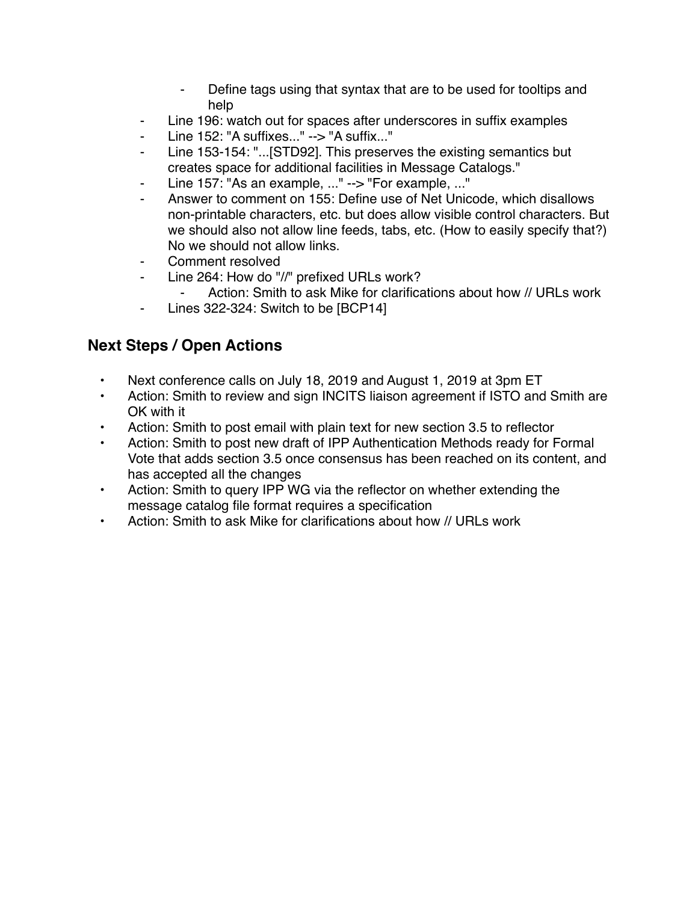- Define tags using that syntax that are to be used for tooltips and help
- Line 196: watch out for spaces after underscores in suffix examples
- Line 152: "A suffixes..." --> "A suffix..."
- Line 153-154: "...[STD92]. This preserves the existing semantics but creates space for additional facilities in Message Catalogs."
- Line 157: "As an example, ..." --> "For example, ..."
- Answer to comment on 155: Define use of Net Unicode, which disallows non-printable characters, etc. but does allow visible control characters. But we should also not allow line feeds, tabs, etc. (How to easily specify that?) No we should not allow links.
- Comment resolved
- Line 264: How do "//" prefixed URLs work?
    - Action: Smith to ask Mike for clarifications about how // URLs work
- Lines 322-324: Switch to be [BCP14]

## Next Steps / Open Actions

- Next conference calls on July 18, 2019 and August 1, 2019 at 3pm ET
- Action: Smith to review and sign INCITS liaison agreement if ISTO and Smith are OK with it
- Action: Smith to post email with plain text for new section 3.5 to reflector
- Action: Smith to post new draft of IPP Authentication Methods ready for Formal Vote that adds section 3.5 once consensus has been reached on its content, and has accepted all the changes
- Action: Smith to query IPP WG via the reflector on whether extending the message catalog file format requires a specification
- Action: Smith to ask Mike for clarifications about how // URLs work